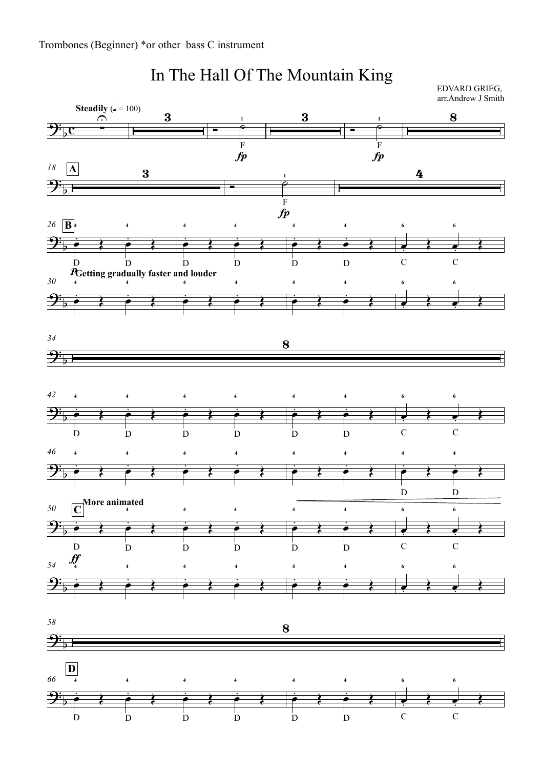Trombones (Beginner) *or other bass C instrument

# In The Hall Of The Mountain King

EDVARD GRIEG,
arr.Andrew J Smith

**Steadily** (♩ = 100)

**A**

**B**

*p* **Getting gradually faster and louder**

**C** **More animated**

*ff*

**D**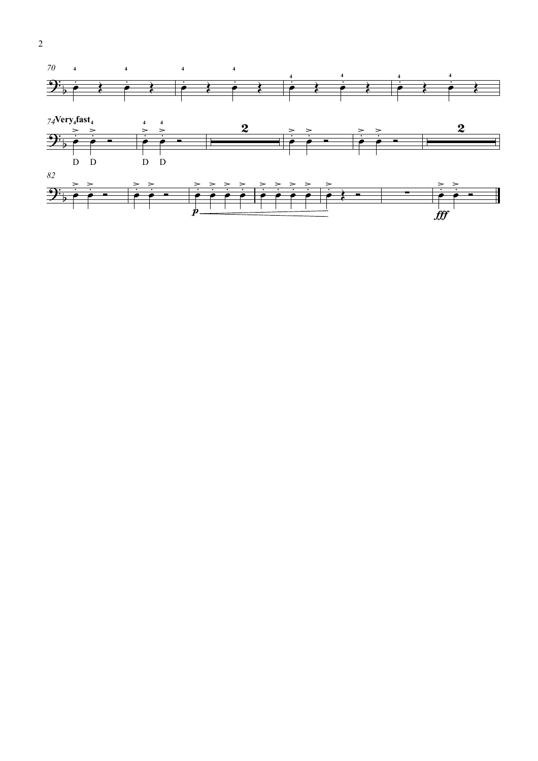70

74 Very fast

D D D D

82

*p*

*fff*